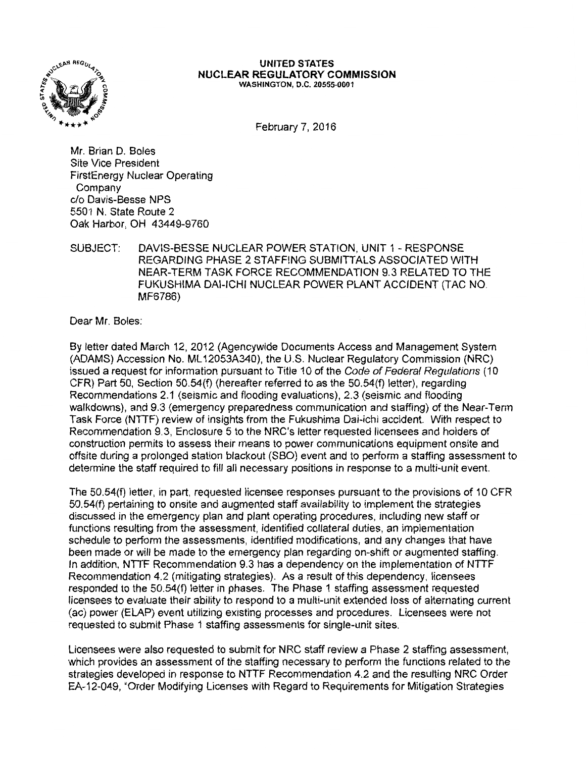**UNITED STATES**
**NUCLEAR REGULATORY COMMISSION**
WASHINGTON, D.C. 20555-0001

February 7, 2016

Mr. Brian D. Boles
Site Vice President
FirstEnergy Nuclear Operating Company
c/o Davis-Besse NPS
5501 N. State Route 2
Oak Harbor, OH 43449-9760

SUBJECT: DAVIS-BESSE NUCLEAR POWER STATION, UNIT 1 - RESPONSE REGARDING PHASE 2 STAFFING SUBMITTALS ASSOCIATED WITH NEAR-TERM TASK FORCE RECOMMENDATION 9.3 RELATED TO THE FUKUSHIMA DAI-ICHI NUCLEAR POWER PLANT ACCIDENT (TAC NO. MF6786)

Dear Mr. Boles:

By letter dated March 12, 2012 (Agencywide Documents Access and Management System (ADAMS) Accession No. ML12053A340), the U.S. Nuclear Regulatory Commission (NRC) issued a request for information pursuant to Title 10 of the *Code of Federal Regulations* (10 CFR) Part 50, Section 50.54(f) (hereafter referred to as the 50.54(f) letter), regarding Recommendations 2.1 (seismic and flooding evaluations), 2.3 (seismic and flooding walkdowns), and 9.3 (emergency preparedness communication and staffing) of the Near-Term Task Force (NTTF) review of insights from the Fukushima Dai-ichi accident. With respect to Recommendation 9.3, Enclosure 5 to the NRC's letter requested licensees and holders of construction permits to assess their means to power communications equipment onsite and offsite during a prolonged station blackout (SBO) event and to perform a staffing assessment to determine the staff required to fill all necessary positions in response to a multi-unit event.

The 50.54(f) letter, in part, requested licensee responses pursuant to the provisions of 10 CFR 50.54(f) pertaining to onsite and augmented staff availability to implement the strategies discussed in the emergency plan and plant operating procedures, including new staff or functions resulting from the assessment, identified collateral duties, an implementation schedule to perform the assessments, identified modifications, and any changes that have been made or will be made to the emergency plan regarding on-shift or augmented staffing. In addition, NTTF Recommendation 9.3 has a dependency on the implementation of NTTF Recommendation 4.2 (mitigating strategies). As a result of this dependency, licensees responded to the 50.54(f) letter in phases. The Phase 1 staffing assessment requested licensees to evaluate their ability to respond to a multi-unit extended loss of alternating current (ac) power (ELAP) event utilizing existing processes and procedures. Licensees were not requested to submit Phase 1 staffing assessments for single-unit sites.

Licensees were also requested to submit for NRC staff review a Phase 2 staffing assessment, which provides an assessment of the staffing necessary to perform the functions related to the strategies developed in response to NTTF Recommendation 4.2 and the resulting NRC Order EA-12-049, "Order Modifying Licenses with Regard to Requirements for Mitigation Strategies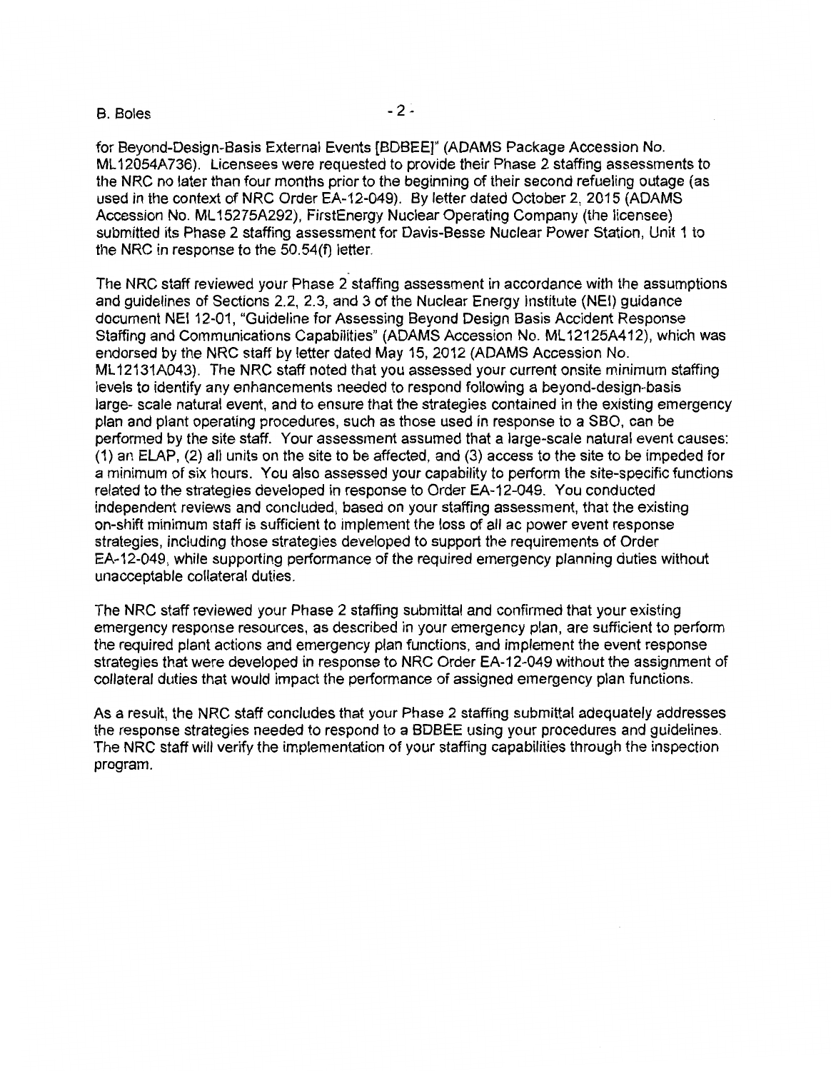for Beyond-Design-Basis External Events [BDBEE]" (ADAMS Package Accession No. ML12054A736). Licensees were requested to provide their Phase 2 staffing assessments to the NRC no later than four months prior to the beginning of their second refueling outage (as used in the context of NRC Order EA-12-049). By letter dated October 2, 2015 (ADAMS Accession No. ML15275A292), FirstEnergy Nuclear Operating Company (the licensee) submitted its Phase 2 staffing assessment for Davis-Besse Nuclear Power Station, Unit 1 to the NRC in response to the 50.54(f) letter.

The NRC staff reviewed your Phase 2 staffing assessment in accordance with the assumptions and guidelines of Sections 2.2, 2.3, and 3 of the Nuclear Energy Institute (NEI) guidance document NEI 12-01, "Guideline for Assessing Beyond Design Basis Accident Response Staffing and Communications Capabilities" (ADAMS Accession No. ML12125A412), which was endorsed by the NRC staff by letter dated May 15, 2012 (ADAMS Accession No. ML12131A043). The NRC staff noted that you assessed your current onsite minimum staffing levels to identify any enhancements needed to respond following a beyond-design-basis large- scale natural event, and to ensure that the strategies contained in the existing emergency plan and plant operating procedures, such as those used in response to a SBO, can be performed by the site staff. Your assessment assumed that a large-scale natural event causes: (1) an ELAP, (2) all units on the site to be affected, and (3) access to the site to be impeded for a minimum of six hours. You also assessed your capability to perform the site-specific functions related to the strategies developed in response to Order EA-12-049. You conducted independent reviews and concluded, based on your staffing assessment, that the existing on-shift minimum staff is sufficient to implement the loss of all ac power event response strategies, including those strategies developed to support the requirements of Order EA-12-049, while supporting performance of the required emergency planning duties without unacceptable collateral duties.

The NRC staff reviewed your Phase 2 staffing submittal and confirmed that your existing emergency response resources, as described in your emergency plan, are sufficient to perform the required plant actions and emergency plan functions, and implement the event response strategies that were developed in response to NRC Order EA-12-049 without the assignment of collateral duties that would impact the performance of assigned emergency plan functions.

As a result, the NRC staff concludes that your Phase 2 staffing submittal adequately addresses the response strategies needed to respond to a BDBEE using your procedures and guidelines. The NRC staff will verify the implementation of your staffing capabilities through the inspection program.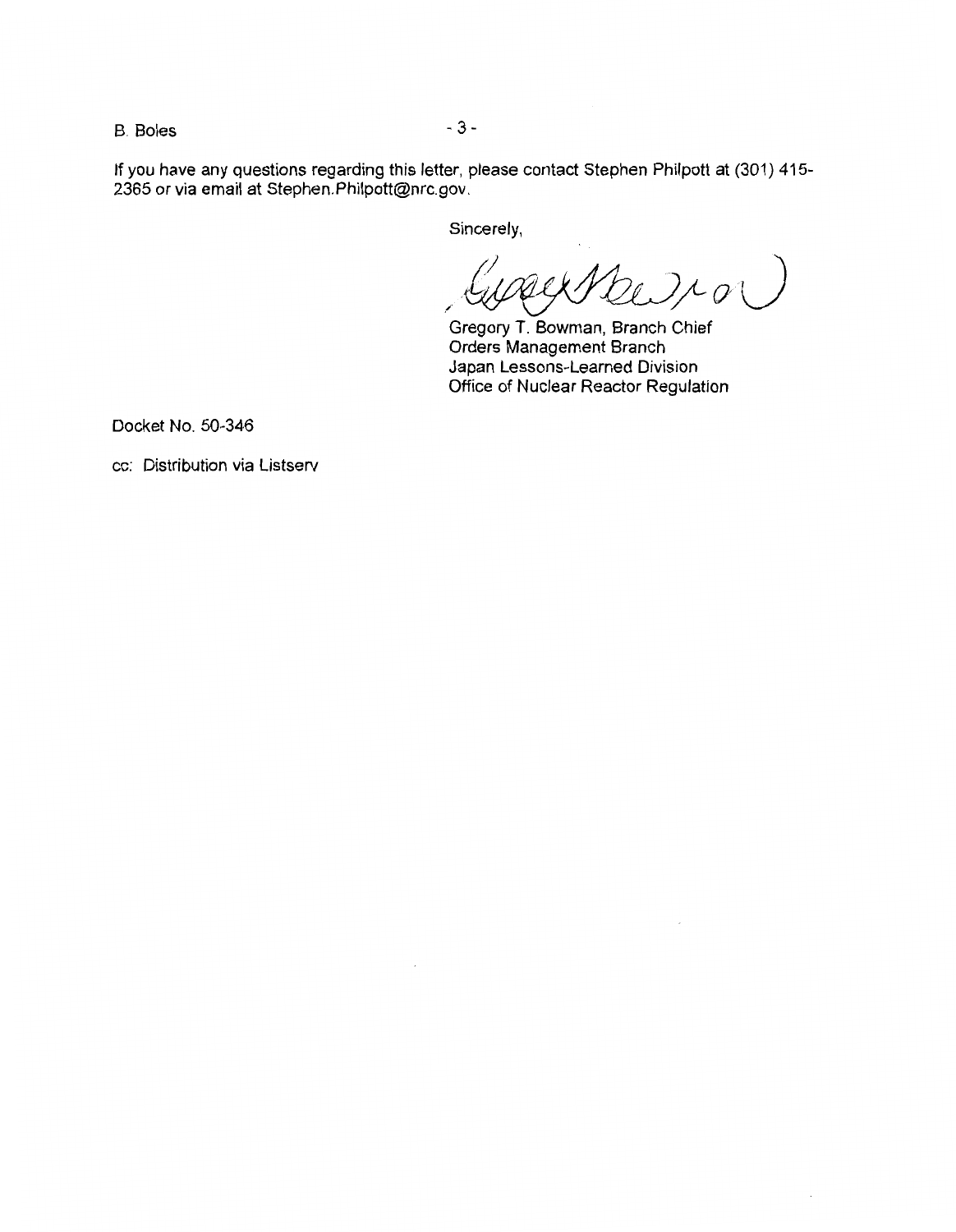If you have any questions regarding this letter, please contact Stephen Philpott at (301) 415-2365 or via email at Stephen.Philpott@nrc.gov.

Sincerely,

Gregory T. Bowman, Branch Chief
Orders Management Branch
Japan Lessons-Learned Division
Office of Nuclear Reactor Regulation

Docket No. 50-346

cc: Distribution via Listserv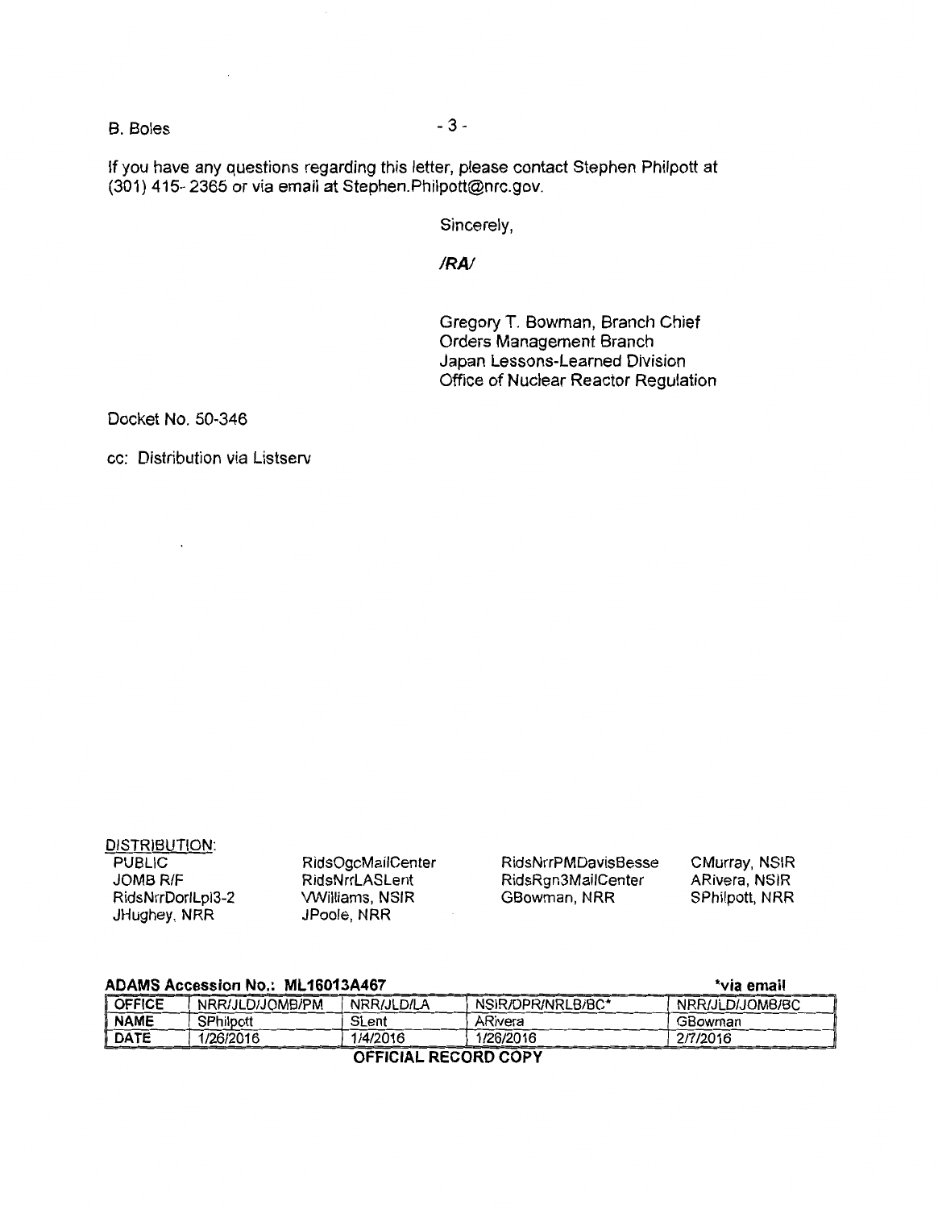If you have any questions regarding this letter, please contact Stephen Philpott at (301) 415- 2365 or via email at Stephen.Philpott@nrc.gov.

Sincerely,

*/RA/*

Gregory T. Bowman, Branch Chief
Orders Management Branch
Japan Lessons-Learned Division
Office of Nuclear Reactor Regulation

Docket No. 50-346

cc: Distribution via Listserv

DISTRIBUTION:

PUBLIC
JOMB R/F
RidsNrrDorlLpl3-2
JHughey, NRR
RidsOgcMailCenter
RidsNrrLASLent
VWilliams, NSIR
JPoole, NRR
RidsNrrPMDavisBesse
RidsRgn3MailCenter
GBowman, NRR
CMurray, NSIR
ARivera, NSIR
SPhilpott, NRR

**ADAMS Accession No.: ML16013A467** **\*via email**

| OFFICE | NRR/JLD/JOMB/PM | NRR/JLD/LA | NSIR/DPR/NRLB/BC* | NRR/JLD/JOMB/BC |
|---|---|---|---|---|
| NAME | SPhilpott | SLent | ARivera | GBowman |
| DATE | 1/26/2016 | 1/4/2016 | 1/26/2016 | 2/7/2016 |

**OFFICIAL RECORD COPY**